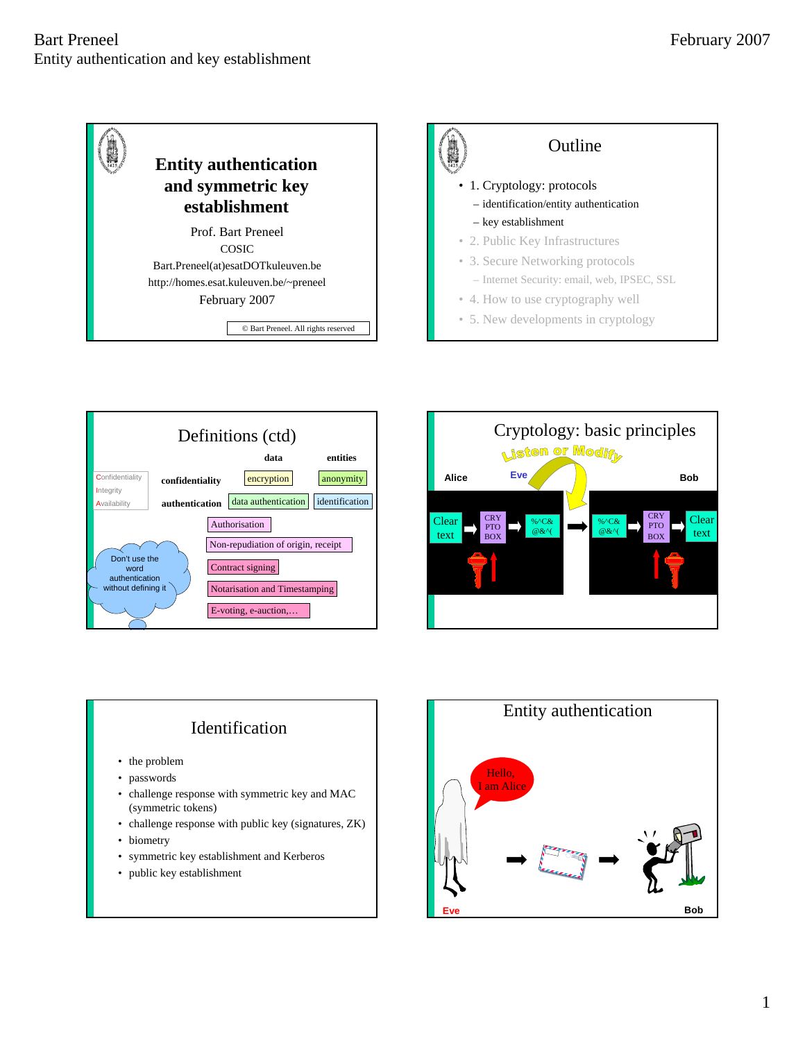## Entity authentication and symmetric key establishment

Prof. Bart Preneel

COSIC

Bart.Preneel(at)esatDOTkuleuven.be

http://homes.esat.kuleuven.be/~preneel

February 2007

© Bart Preneel. All rights reserved

## Outline

- 1. Cryptology: protocols
  - identification/entity authentication
  - key establishment
- 2. Public Key Infrastructures
- 3. Secure Networking protocols
  - Internet Security: email, web, IPSEC, SSL
- 4. How to use cryptography well
- 5. New developments in cryptology

## Definitions (ctd)

Confidentiality
Integrity
Availability

| | data | entities |
|---|---|---|
| confidentiality | encryption | anonymity |
| authentication | data authentication | identification |

- Authorisation
- Non-repudiation of origin, receipt
- Contract signing
- Notarisation and Timestamping
- E-voting, e-auction,…

Don't use the word authentication without defining it

## Cryptology: basic principles

Listen or Modify

Alice — Eve — Bob

Clear text → CRY PTO BOX → %^C& @&^( → %^C& @&^( → CRY PTO BOX → Clear text

## Identification

- the problem
- passwords
- challenge response with symmetric key and MAC (symmetric tokens)
- challenge response with public key (signatures, ZK)
- biometry
- symmetric key establishment and Kerberos
- public key establishment

## Entity authentication

Hello, I am Alice

Eve — Bob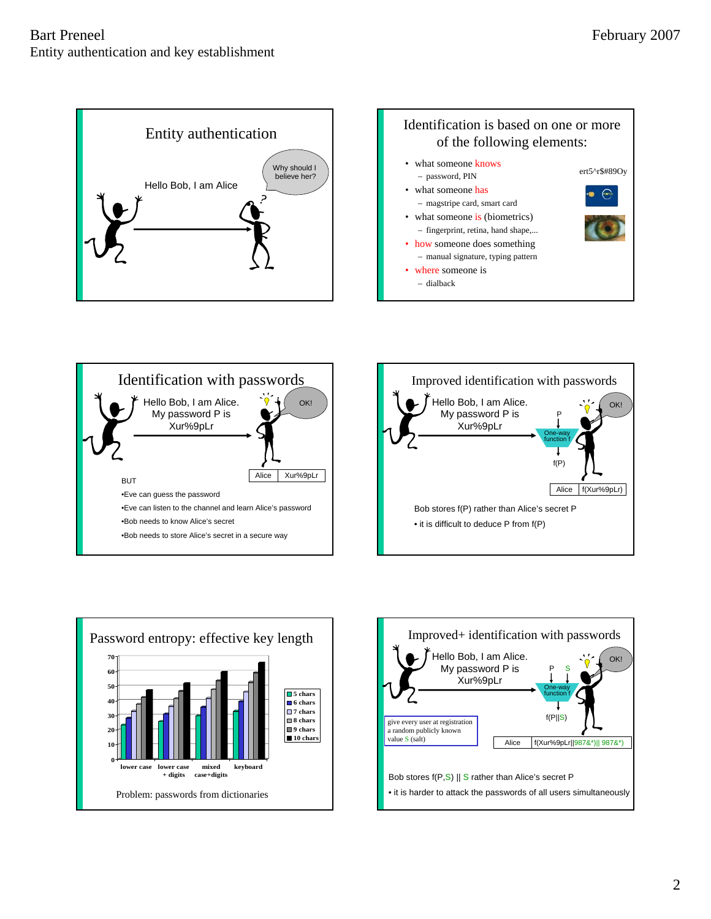## Entity authentication

Hello Bob, I am Alice

Why should I believe her?

## Identification is based on one or more of the following elements:

- what someone knows
  - password, PIN
- what someone has
  - magstripe card, smart card
- what someone is (biometrics)
  - fingerprint, retina, hand shape,...
- how someone does something
  - manual signature, typing pattern
- where someone is
  - dialback

ert5^r$#89Oy

## Identification with passwords

Hello Bob, I am Alice.
My password P is
Xur%9pLr

OK!

| Alice | Xur%9pLr |
|---|---|

BUT

- Eve can guess the password
- Eve can listen to the channel and learn Alice's password
- Bob needs to know Alice's secret
- Bob needs to store Alice's secret in a secure way

## Improved identification with passwords

Hello Bob, I am Alice.
My password P is
Xur%9pLr

P → One-way function f → f(P)

OK!

| Alice | f(Xur%9pLr) |
|---|---|

Bob stores f(P) rather than Alice's secret P

- it is difficult to deduce P from f(P)

## Password entropy: effective key length

| | 5 chars | 6 chars | 7 chars | 8 chars | 9 chars | 10 chars |
|---|---|---|---|---|---|---|
| lower case | 23 | 28 | 33 | 38 | 42 | 47 |
| lower case + digits | 26 | 31 | 36 | 41 | 46 | 52 |
| mixed case+digits | 30 | 36 | 42 | 48 | 54 | 60 |
| keyboard | 33 | 40 | 46 | 52 | 59 | 66 |

Problem: passwords from dictionaries

## Improved+ identification with passwords

Hello Bob, I am Alice.
My password P is
Xur%9pLr

P, S → One-way function f → f(P||S)

OK!

give every user at registration a random publicly known value S (salt)

| Alice | f(Xur%9pLr\|\|987&*)\|\| 987&*) |
|---|---|

Bob stores f(P,S) || S rather than Alice's secret P

- it is harder to attack the passwords of all users simultaneously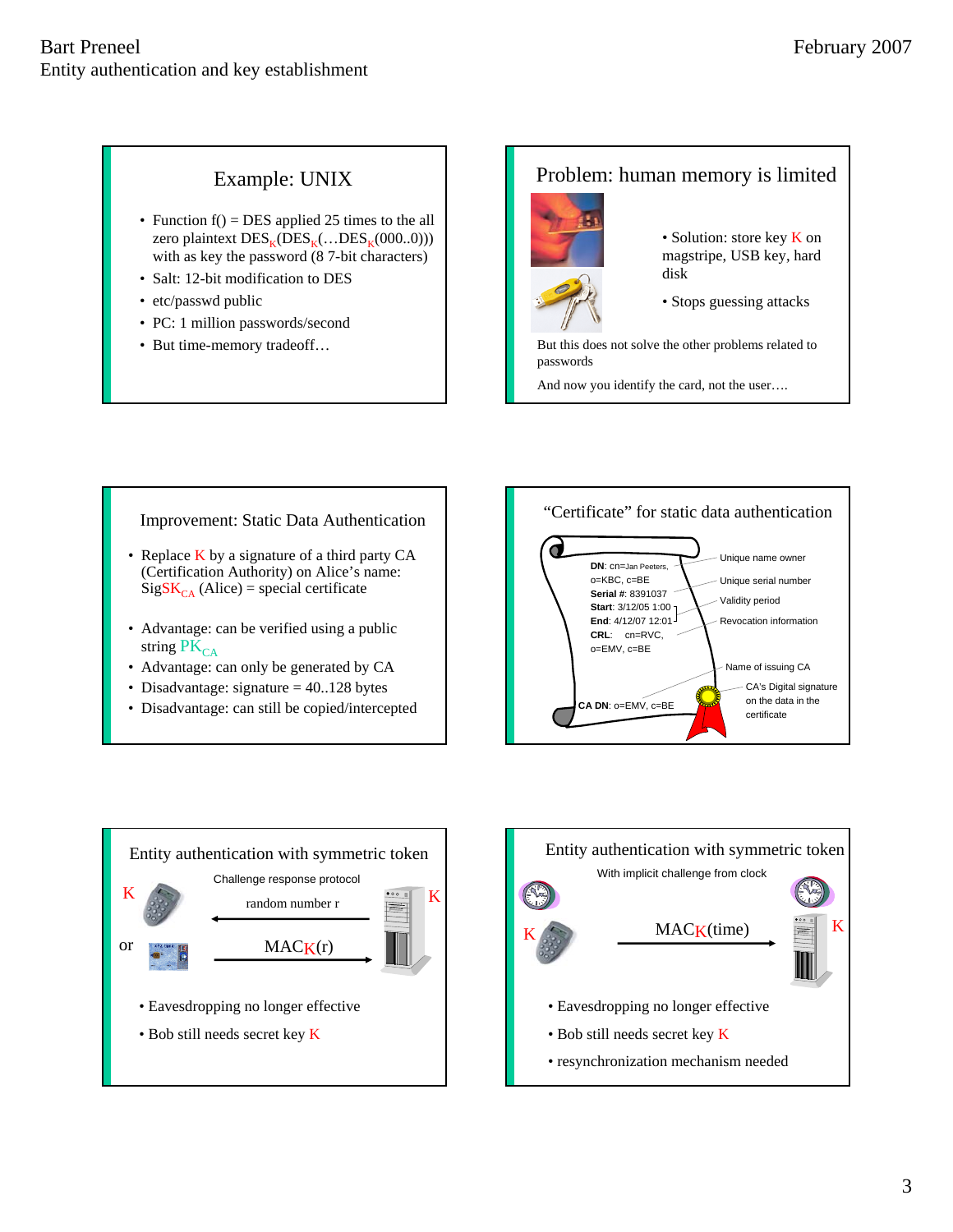## Example: UNIX

- Function f() = DES applied 25 times to the all zero plaintext $DES_K(DES_K(\ldots DES_K(000..0)))$ with as key the password (8 7-bit characters)
- Salt: 12-bit modification to DES
- etc/passwd public
- PC: 1 million passwords/second
- But time-memory tradeoff…

## Problem: human memory is limited

- Solution: store key K on magstripe, USB key, hard disk
- Stops guessing attacks

But this does not solve the other problems related to passwords

And now you identify the card, not the user….

## Improvement: Static Data Authentication

- Replace K by a signature of a third party CA (Certification Authority) on Alice's name: $SigSK_{CA}$ (Alice) = special certificate
- Advantage: can be verified using a public string $PK_{CA}$
- Advantage: can only be generated by CA
- Disadvantage: signature = 40..128 bytes
- Disadvantage: can still be copied/intercepted

## "Certificate" for static data authentication

**DN**: cn=Jan Peeters, o=KBC, c=BE — Unique name owner

**Serial #**: 8391037 — Unique serial number

**Start**: 3/12/05 1:00, **End**: 4/12/07 12:01 — Validity period

**CRL**: cn=RVC, o=EMV, c=BE — Revocation information

**CA DN**: o=EMV, c=BE — Name of issuing CA

CA's Digital signature on the data in the certificate

## Entity authentication with symmetric token

Challenge response protocol

K … random number r … K

or … $MAC_K(r)$

- Eavesdropping no longer effective
- Bob still needs secret key K

## Entity authentication with symmetric token

With implicit challenge from clock

K … $MAC_K(time)$ … K

- Eavesdropping no longer effective
- Bob still needs secret key K
- resynchronization mechanism needed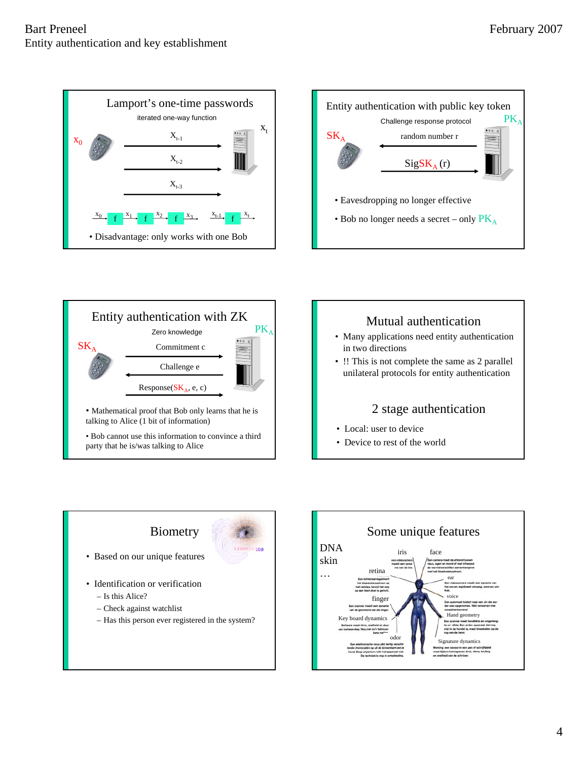## Lamport's one-time passwords

iterated one-way function

$x_0$ $x_t$

$x_{t-1}$

$x_{t-2}$

$x_{t-3}$

$x_0 \rightarrow f \rightarrow x_1 \rightarrow f \rightarrow x_2 \rightarrow f \rightarrow x_3 \ldots x_{t-1} \rightarrow f \rightarrow x_t$

- Disadvantage: only works with one Bob

## Entity authentication with public key token

Challenge response protocol

$SK_A$ $PK_A$

random number r

$Sig_{SK_A}(r)$

- Eavesdropping no longer effective
- Bob no longer needs a secret – only $PK_A$

## Entity authentication with ZK

Zero knowledge

$SK_A$ $PK_A$

Commitment c

Challenge e

Response($SK_A$, e, c)

- Mathematical proof that Bob only learns that he is talking to Alice (1 bit of information)
- Bob cannot use this information to convince a third party that he is/was talking to Alice

## Mutual authentication

- Many applications need entity authentication in two directions
- !! This is not complete the same as 2 parallel unilateral protocols for entity authentication

## 2 stage authentication

- Local: user to device
- Device to rest of the world

## Biometry

- Based on our unique features
- Identification or verification
  - Is this Alice?
  - Check against watchlist
  - Has this person ever registered in the system?

## Some unique features

DNA
skin
…

iris, face, retina, ear, voice, finger, Hand geometry, Key board dynamics, odor, Signature dynamics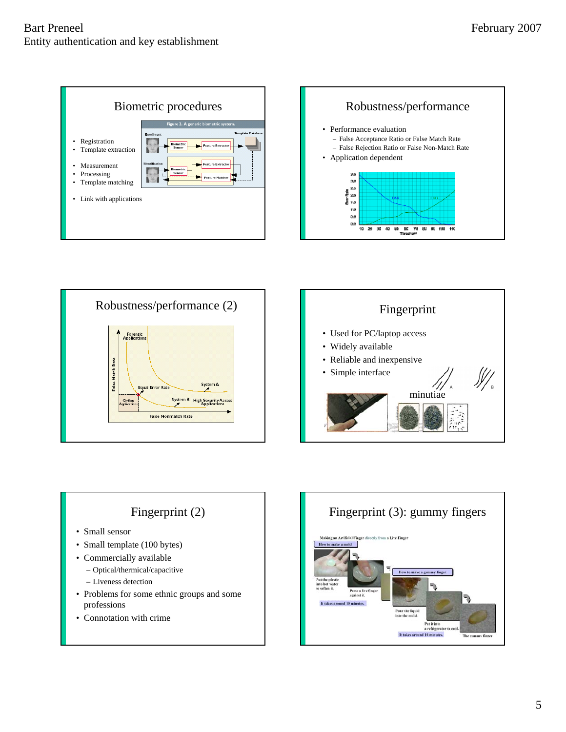## Biometric procedures

- Registration
- Template extraction

- Measurement
- Processing
- Template matching

- Link with applications

## Robustness/performance

- Performance evaluation
  - False Acceptance Ratio or False Match Rate
  - False Rejection Ratio or False Non-Match Rate
- Application dependent

## Robustness/performance (2)

## Fingerprint

- Used for PC/laptop access
- Widely available
- Reliable and inexpensive
- Simple interface

minutiae

## Fingerprint (2)

- Small sensor
- Small template (100 bytes)
- Commercially available
  - Optical/thermical/capacitive
  - Liveness detection
- Problems for some ethnic groups and some professions
- Connotation with crime

## Fingerprint (3): gummy fingers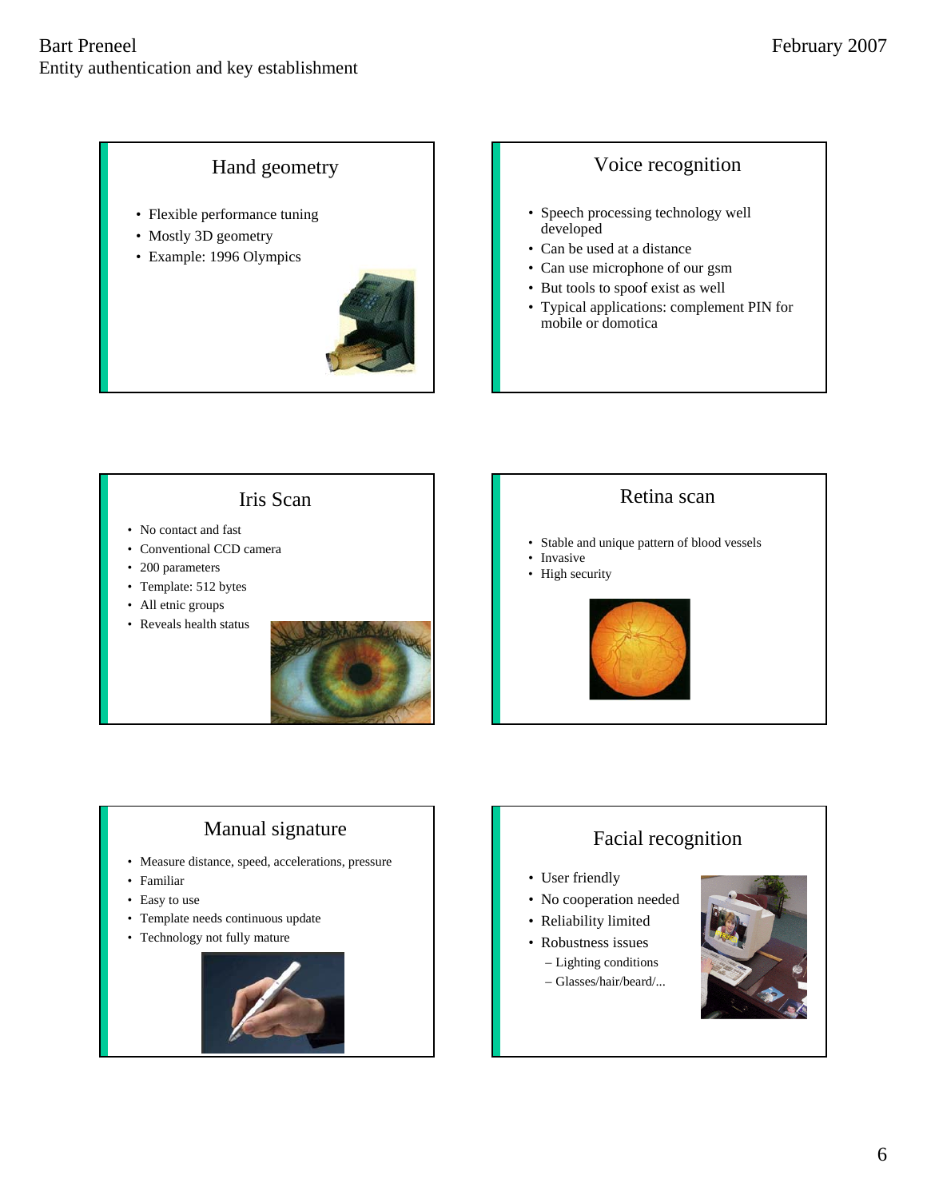## Hand geometry

- Flexible performance tuning
- Mostly 3D geometry
- Example: 1996 Olympics

## Voice recognition

- Speech processing technology well developed
- Can be used at a distance
- Can use microphone of our gsm
- But tools to spoof exist as well
- Typical applications: complement PIN for mobile or domotica

## Iris Scan

- No contact and fast
- Conventional CCD camera
- 200 parameters
- Template: 512 bytes
- All etnic groups
- Reveals health status

## Retina scan

- Stable and unique pattern of blood vessels
- Invasive
- High security

## Manual signature

- Measure distance, speed, accelerations, pressure
- Familiar
- Easy to use
- Template needs continuous update
- Technology not fully mature

## Facial recognition

- User friendly
- No cooperation needed
- Reliability limited
- Robustness issues
  - Lighting conditions
  - Glasses/hair/beard/...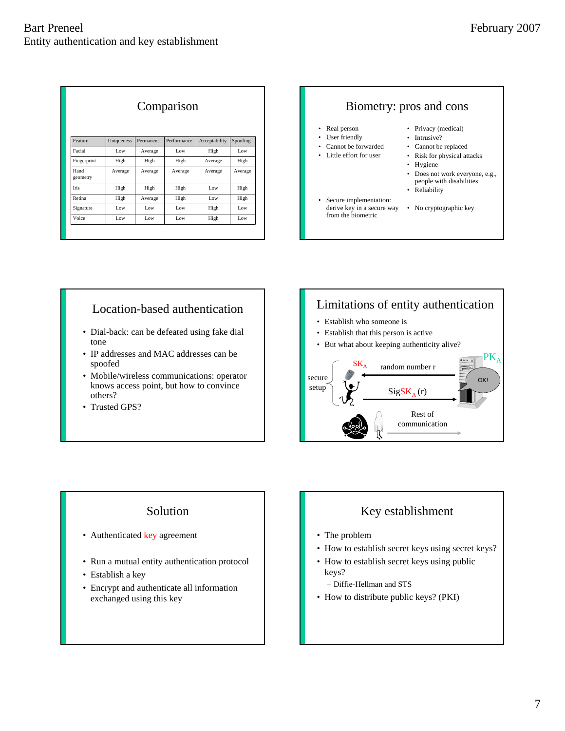## Comparison

| Feature | Uniqueness | Permanent | Performance | Acceptability | Spoofing |
|---|---|---|---|---|---|
| Facial | Low | Average | Low | High | Low |
| Fingerprint | High | High | High | Average | High |
| Hand geometry | Average | Average | Average | Average | Average |
| Iris | High | High | High | Low | High |
| Retina | High | Average | High | Low | High |
| Signature | Low | Low | Low | High | Low |
| Voice | Low | Low | Low | High | Low |

## Biometry: pros and cons

- Real person
- User friendly
- Cannot be forwarded
- Little effort for user
- Secure implementation: derive key in a secure way from the biometric

- Privacy (medical)
- Intrusive?
- Cannot be replaced
- Risk for physical attacks
- Hygiene
- Does not work everyone, e.g., people with disabilities
- Reliability
- No cryptographic key

## Location-based authentication

- Dial-back: can be defeated using fake dial tone
- IP addresses and MAC addresses can be spoofed
- Mobile/wireless communications: operator knows access point, but how to convince others?
- Trusted GPS?

## Limitations of entity authentication

- Establish who someone is
- Establish that this person is active
- But what about keeping authenticity alive?

secure setup

$SK_A$ — random number r — $PK_A$

$\text{Sig}SK_A$ (r) — OK!

Rest of communication

## Solution

- Authenticated key agreement
- Run a mutual entity authentication protocol
- Establish a key
- Encrypt and authenticate all information exchanged using this key

## Key establishment

- The problem
- How to establish secret keys using secret keys?
- How to establish secret keys using public keys?
  - Diffie-Hellman and STS
- How to distribute public keys? (PKI)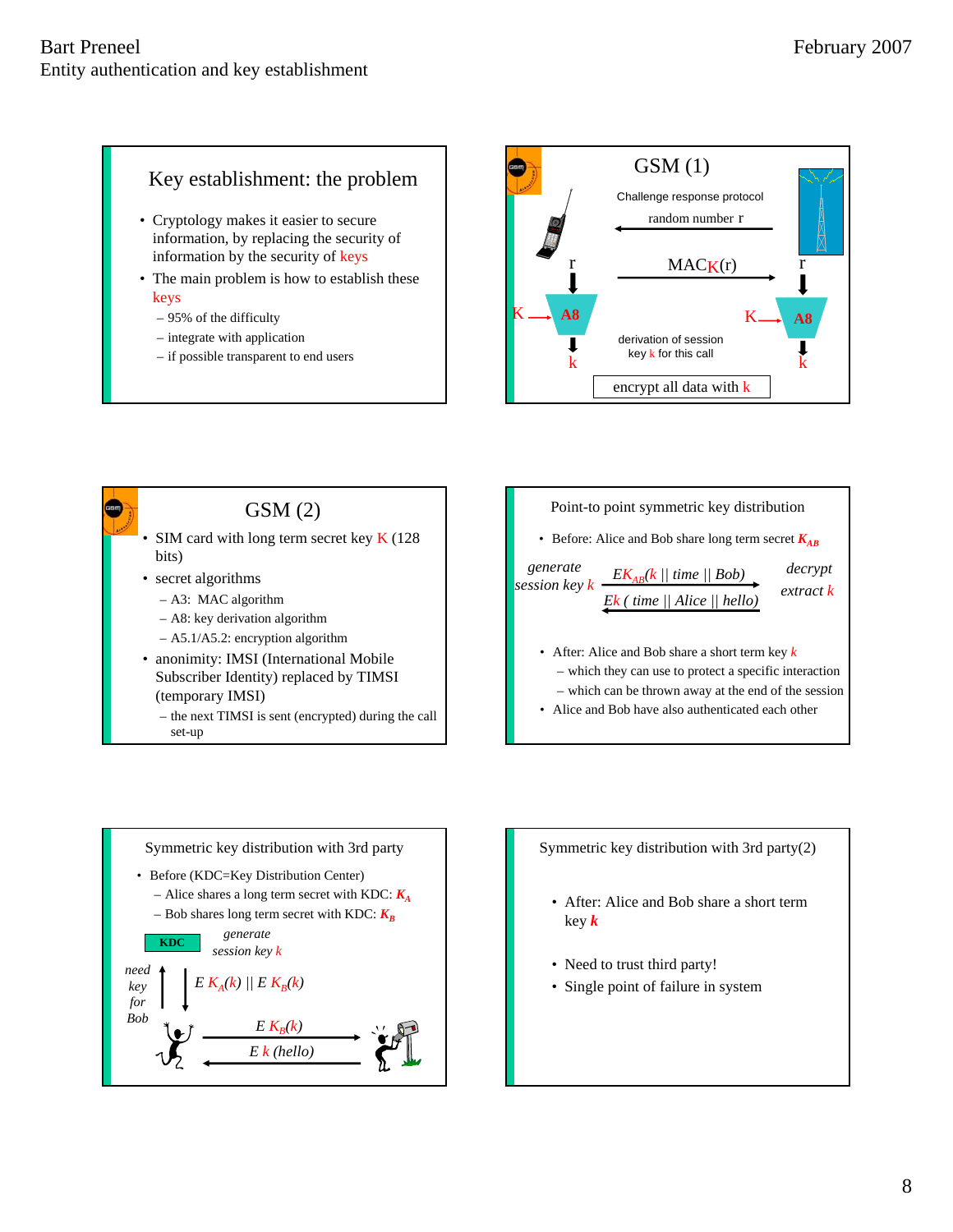## Key establishment: the problem

- Cryptology makes it easier to secure information, by replacing the security of information by the security of keys
- The main problem is how to establish these keys
  - 95% of the difficulty
  - integrate with application
  - if possible transparent to end users

## GSM (1)

Challenge response protocol

random number r

MAC$_K$(r)

r → A8 ← K → k

derivation of session key k for this call

encrypt all data with k

## GSM (2)

- SIM card with long term secret key K (128 bits)
- secret algorithms
  - A3: MAC algorithm
  - A8: key derivation algorithm
  - A5.1/A5.2: encryption algorithm
- anonimity: IMSI (International Mobile Subscriber Identity) replaced by TIMSI (temporary IMSI)
  - the next TIMSI is sent (encrypted) during the call set-up

## Point-to point symmetric key distribution

- Before: Alice and Bob share long term secret $K_{AB}$

*generate session key k* — $E K_{AB}(k \,||\, time \,||\, Bob)$ → *decrypt extract k*

← $E k\,(time \,||\, Alice \,||\, hello)$

- After: Alice and Bob share a short term key *k*
  - which they can use to protect a specific interaction
  - which can be thrown away at the end of the session
- Alice and Bob have also authenticated each other

## Symmetric key distribution with 3rd party

- Before (KDC=Key Distribution Center)
  - Alice shares a long term secret with KDC: $K_A$
  - Bob shares long term secret with KDC: $K_B$

KDC — *generate session key k*

*need key for Bob* ↑ ↓ $E\, K_A(k) \,||\, E\, K_B(k)$

$E\, K_B(k)$ →

← $E\, k\,(hello)$

## Symmetric key distribution with 3rd party(2)

- After: Alice and Bob share a short term key ***k***
- Need to trust third party!
- Single point of failure in system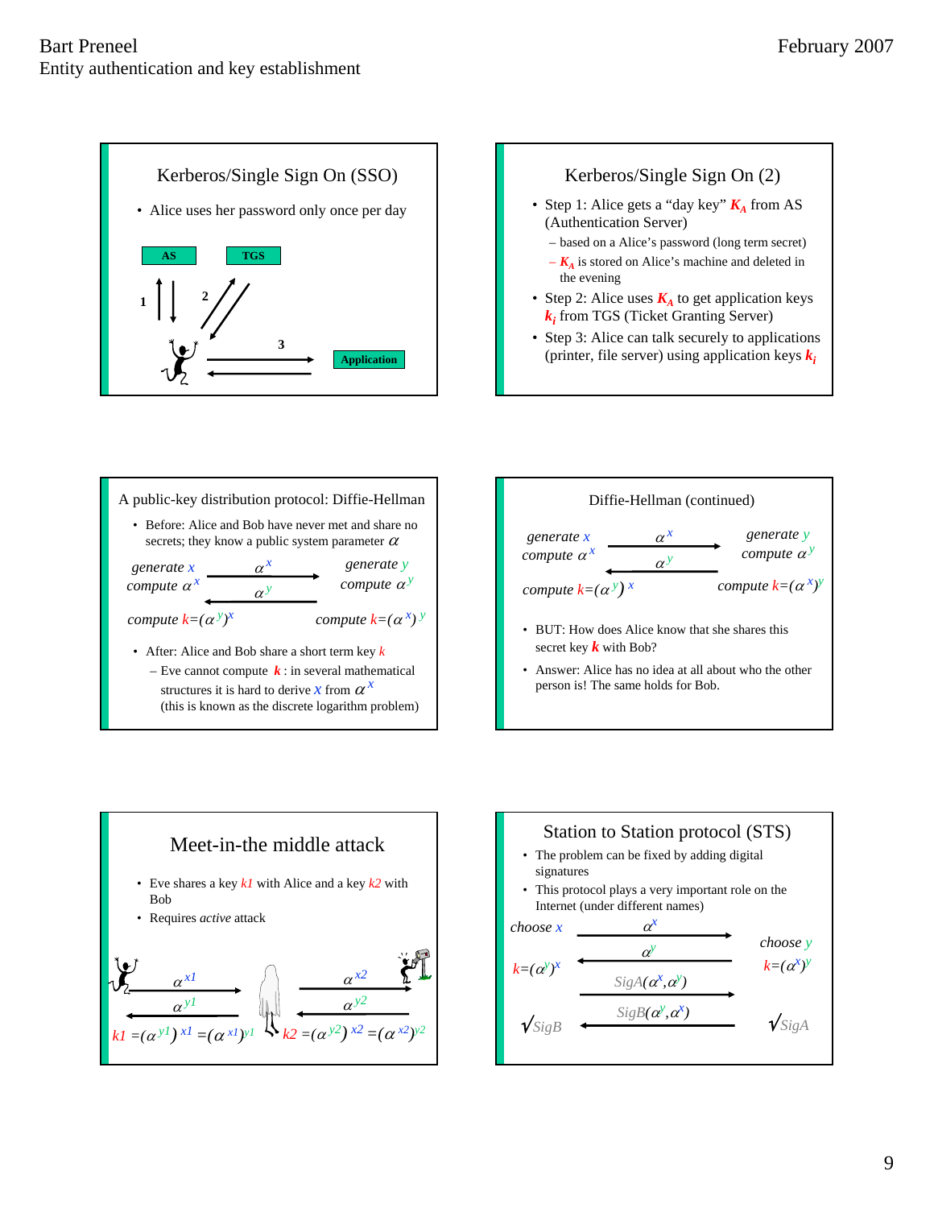## Kerberos/Single Sign On (SSO)

- Alice uses her password only once per day

AS — TGS — Application

1, 2, 3

## Kerberos/Single Sign On (2)

- Step 1: Alice gets a “day key” $K_A$ from AS (Authentication Server)
  - based on a Alice’s password (long term secret)
  - $K_A$ is stored on Alice’s machine and deleted in the evening
- Step 2: Alice uses $K_A$ to get application keys $k_i$ from TGS (Ticket Granting Server)
- Step 3: Alice can talk securely to applications (printer, file server) using application keys $k_i$

## A public-key distribution protocol: Diffie-Hellman

- Before: Alice and Bob have never met and share no secrets; they know a public system parameter $\alpha$

| Alice | | Bob |
|---|---|---|
| generate $x$, compute $\alpha^x$ | $\alpha^x$ → | generate $y$, compute $\alpha^y$ |
| | ← $\alpha^y$ | |
| compute $k=(\alpha^y)^x$ | | compute $k=(\alpha^x)^y$ |

- After: Alice and Bob share a short term key $k$
  - Eve cannot compute $k$ : in several mathematical structures it is hard to derive $x$ from $\alpha^x$ (this is known as the discrete logarithm problem)

## Diffie-Hellman (continued)

| Alice | | Bob |
|---|---|---|
| generate $x$, compute $\alpha^x$ | $\alpha^x$ → | generate $y$, compute $\alpha^y$ |
| | ← $\alpha^y$ | |
| compute $k=(\alpha^y)^x$ | | compute $k=(\alpha^x)^y$ |

- BUT: How does Alice know that she shares this secret key $k$ with Bob?
- Answer: Alice has no idea at all about who the other person is! The same holds for Bob.

## Meet-in-the middle attack

- Eve shares a key $k1$ with Alice and a key $k2$ with Bob
- Requires *active* attack

| Alice | | Eve | | Bob |
|---|---|---|---|---|
| | $\alpha^{x1}$ → | | $\alpha^{x2}$ → | |
| | ← $\alpha^{y1}$ | | ← $\alpha^{y2}$ | |

$k1 = (\alpha^{y1})^{x1} = (\alpha^{x1})^{y1}$  $k2 = (\alpha^{y2})^{x2} = (\alpha^{x2})^{y2}$

## Station to Station protocol (STS)

- The problem can be fixed by adding digital signatures
- This protocol plays a very important role on the Internet (under different names)

| Alice | | Bob |
|---|---|---|
| choose $x$ | $\alpha^x$ → | choose $y$ |
| $k=(\alpha^y)^x$ | ← $\alpha^y$ | $k=(\alpha^x)^y$ |
| | $SigA(\alpha^x,\alpha^y)$ → | |
| √SigB | ← $SigB(\alpha^y,\alpha^x)$ | √SigA |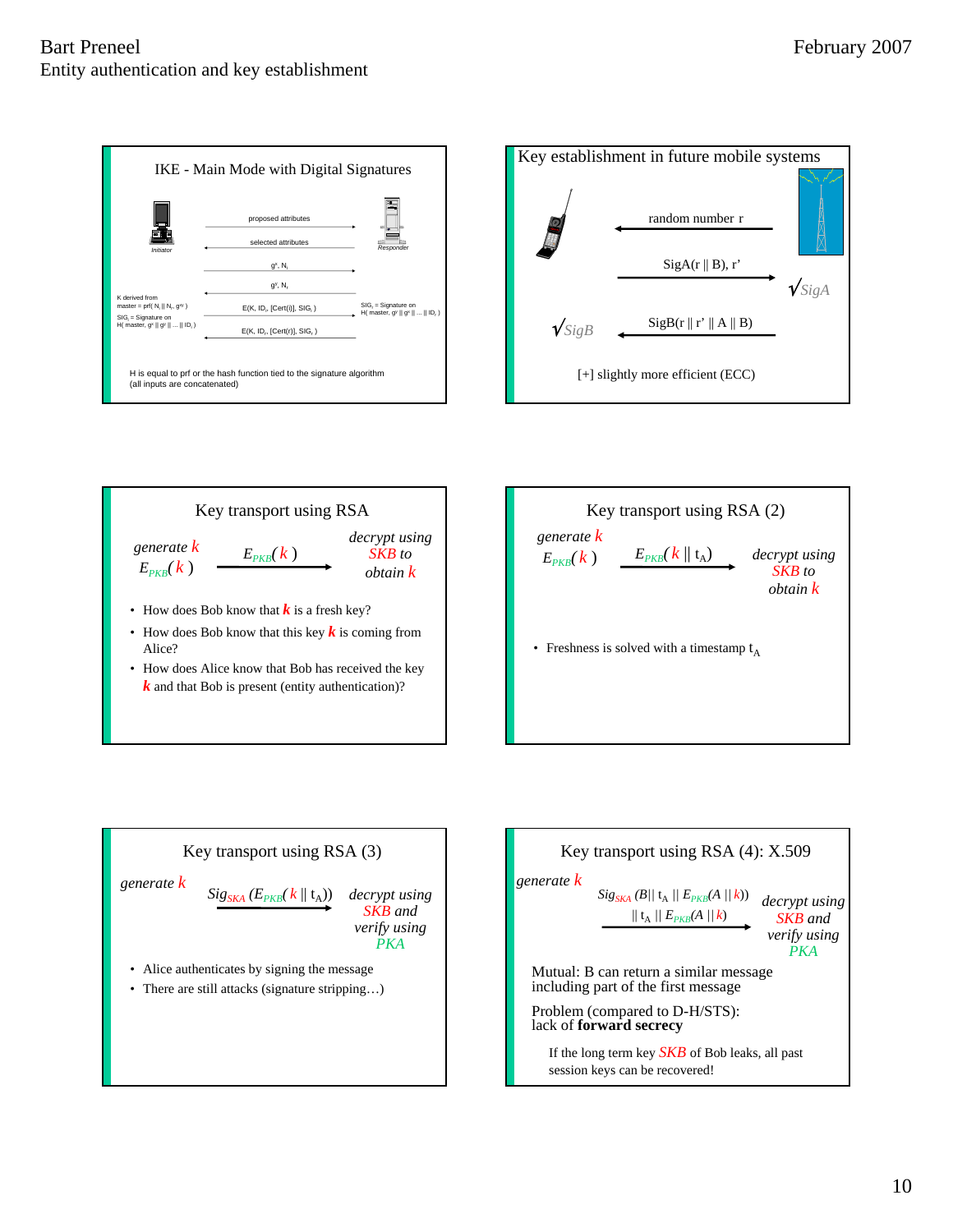## IKE - Main Mode with Digital Signatures

Initiator — Responder

- proposed attributes →
- ← selected attributes
- $g^x$, $N_i$ →
- ← $g^y$, $N_r$
- E(K, $ID_i$, [Cert(i)], $SIG_i$ ) →
- ← E(K, $ID_r$, [Cert(r)], $SIG_r$ )

K derived from master = prf( $N_i$ || $N_r$, $g^{xy}$ )

$SIG_i$ = Signature on H( master, $g^x$ || $g^y$ || ... || $ID_i$ )

$SIG_r$ = Signature on H( master, $g^y$ || $g^x$ || ... || $ID_r$ )

H is equal to prf or the hash function tied to the signature algorithm (all inputs are concatenated)

## Key establishment in future mobile systems

- ← random number r
- SigA(r || B), r' →  √SigA
- √SigB  ← SigB(r || r' || A || B)

[+] slightly more efficient (ECC)

## Key transport using RSA

*generate k*
$E_{PKB}(k)$

$E_{PKB}(k)$ →

*decrypt using SKB to obtain k*

- How does Bob know that **k** is a fresh key?
- How does Bob know that this key **k** is coming from Alice?
- How does Alice know that Bob has received the key **k** and that Bob is present (entity authentication)?

## Key transport using RSA (2)

*generate k*
$E_{PKB}(k)$

$E_{PKB}(k \parallel t_A)$ →

*decrypt using SKB to obtain k*

- Freshness is solved with a timestamp $t_A$

## Key transport using RSA (3)

*generate k*

$Sig_{SKA}(E_{PKB}(k \parallel t_A))$ →

*decrypt using SKB and verify using PKA*

- Alice authenticates by signing the message
- There are still attacks (signature stripping…)

## Key transport using RSA (4): X.509

*generate k*

$Sig_{SKA}(B \parallel t_A \parallel E_{PKB}(A \parallel k)) \parallel t_A \parallel E_{PKB}(A \parallel k)$ →

*decrypt using SKB and verify using PKA*

Mutual: B can return a similar message including part of the first message

Problem (compared to D-H/STS): lack of **forward secrecy**

If the long term key SKB of Bob leaks, all past session keys can be recovered!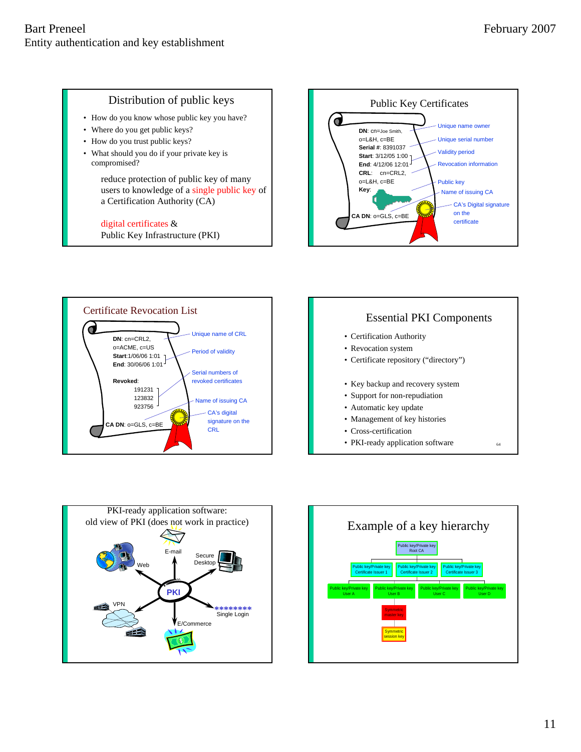## Distribution of public keys

- How do you know whose public key you have?
- Where do you get public keys?
- How do you trust public keys?
- What should you do if your private key is compromised?

reduce protection of public key of many users to knowledge of a single public key of a Certification Authority (CA)

digital certificates & Public Key Infrastructure (PKI)

## Public Key Certificates

**DN**: cn=Joe Smith, o=L&H, c=BE
**Serial #**: 8391037
**Start**: 3/12/05 1:00
**End**: 4/12/06 12:01
**CRL**: cn=CRL2, o=L&H, c=BE
**Key**:
**CA DN**: o=GLS, c=BE

Unique name owner
Unique serial number
Validity period
Revocation information
Public key
Name of issuing CA
CA's Digital signature on the certificate

## Certificate Revocation List

**DN**: cn=CRL2, o=ACME, c=US
**Start**:1/06/06 1:01
**End**: 30/06/06 1:01
**Revoked**:
191231
123832
923756
**CA DN**: o=GLS, c=BE

Unique name of CRL
Period of validity
Serial numbers of revoked certificates
Name of issuing CA
CA's digital signature on the CRL

## Essential PKI Components

- Certification Authority
- Revocation system
- Certificate repository ("directory")

- Key backup and recovery system
- Support for non-repudiation
- Automatic key update
- Management of key histories
- Cross-certification
- PKI-ready application software

## PKI-ready application software: old view of PKI (does not work in practice)

PKI
E-mail
Secure Desktop
Web
VPN
Single Login
E/Commerce

## Example of a key hierarchy

Public key/Private key Root CA
Public key/Private key Certificate Issuer 1
Public key/Private key Certificate Issuer 2
Public key/Private key Certificate Issuer 3
Public key/Private key User A
Public key/Private key User B
Public key/Private key User C
Public key/Private key User D
Symmetric master key
Symmetric session key